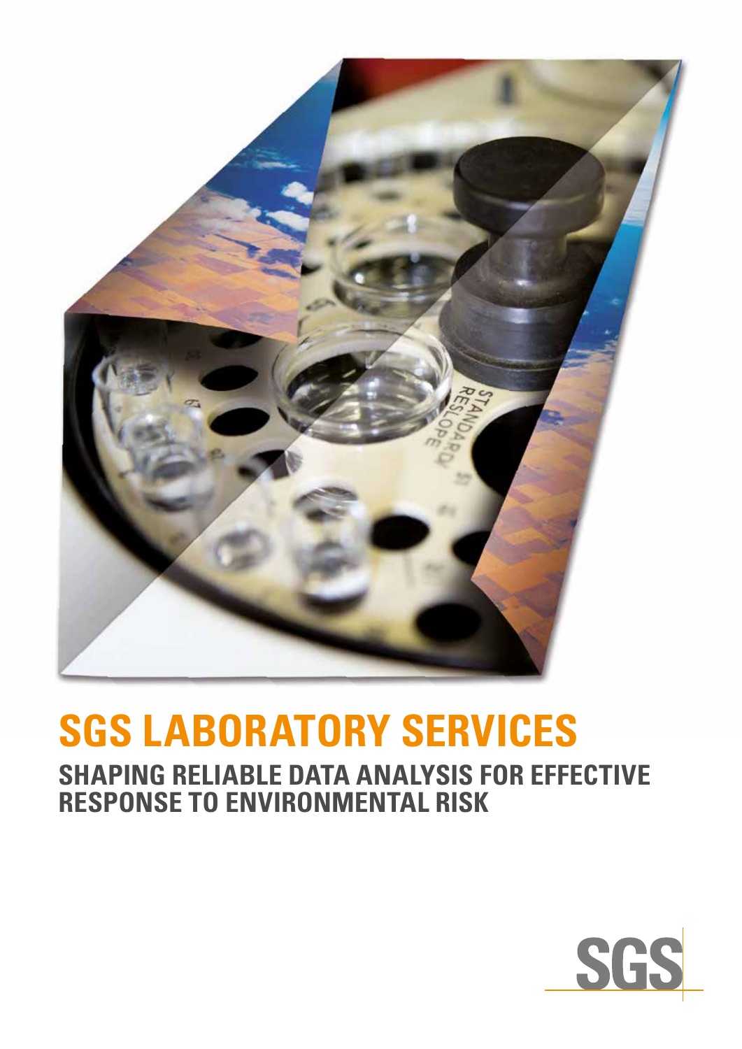# SGS LABORATORY SERVICES

## SHAPING RELIABLE DATA ANALYSIS FOR EFFECTIVE RESPONSE TO ENVIRONMENTAL RISK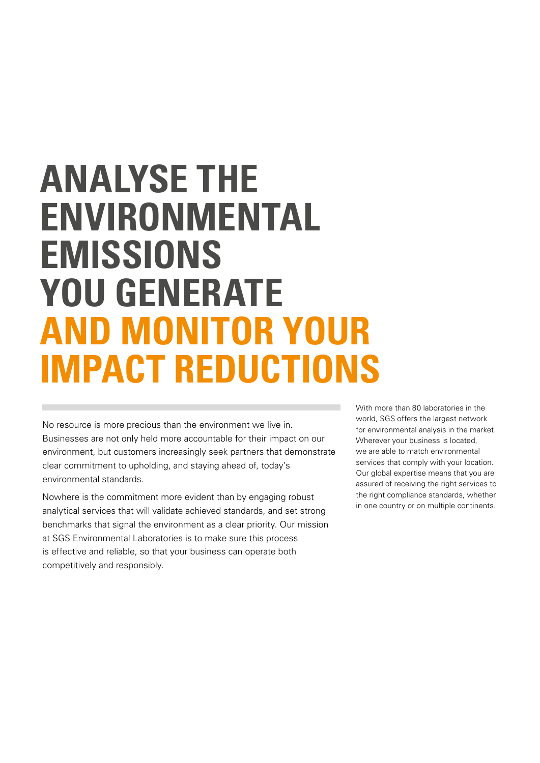# ANALYSE THE ENVIRONMENTAL EMISSIONS YOU GENERATE AND MONITOR YOUR IMPACT REDUCTIONS

No resource is more precious than the environment we live in. Businesses are not only held more accountable for their impact on our environment, but customers increasingly seek partners that demonstrate clear commitment to upholding, and staying ahead of, today's environmental standards.

Nowhere is the commitment more evident than by engaging robust analytical services that will validate achieved standards, and set strong benchmarks that signal the environment as a clear priority. Our mission at SGS Environmental Laboratories is to make sure this process is effective and reliable, so that your business can operate both competitively and responsibly.

With more than 80 laboratories in the world, SGS offers the largest network for environmental analysis in the market. Wherever your business is located, we are able to match environmental services that comply with your location. Our global expertise means that you are assured of receiving the right services to the right compliance standards, whether in one country or on multiple continents.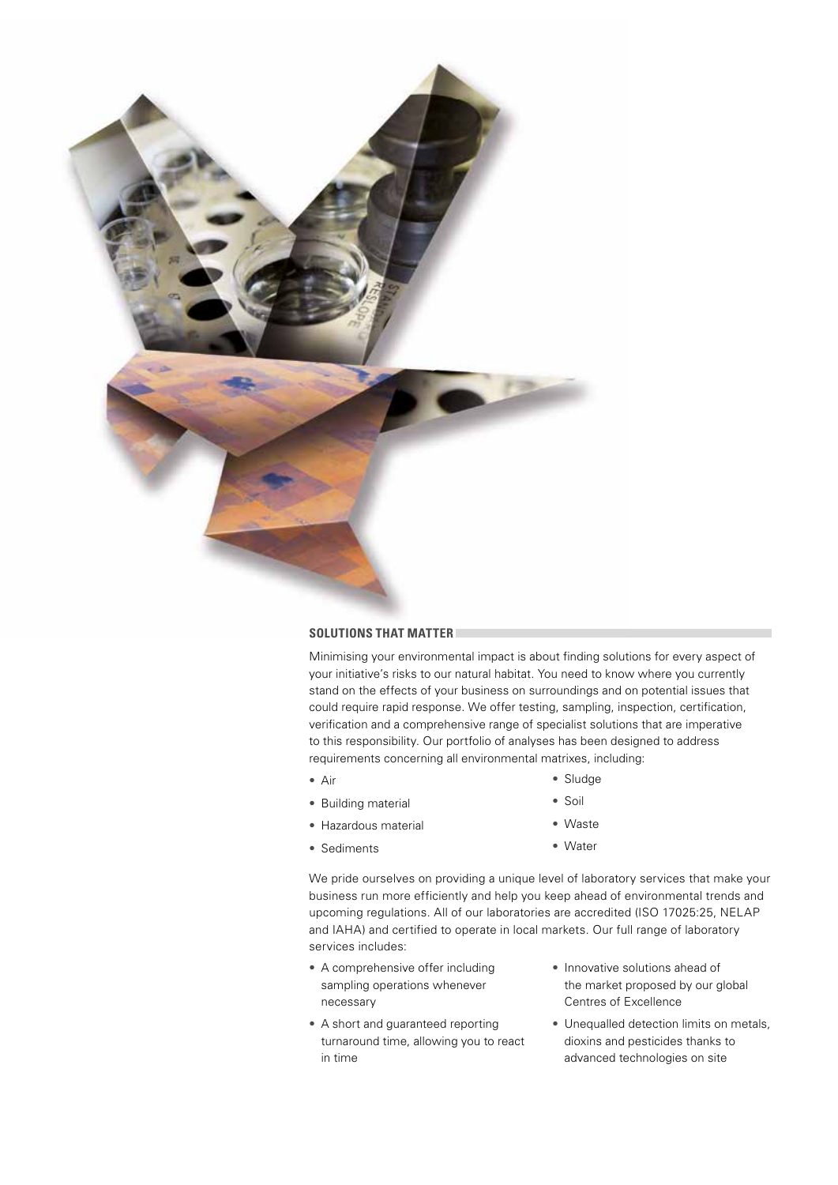## SOLUTIONS THAT MATTER

Minimising your environmental impact is about finding solutions for every aspect of your initiative's risks to our natural habitat. You need to know where you currently stand on the effects of your business on surroundings and on potential issues that could require rapid response. We offer testing, sampling, inspection, certification, verification and a comprehensive range of specialist solutions that are imperative to this responsibility. Our portfolio of analyses has been designed to address requirements concerning all environmental matrixes, including:

- Air
- Building material
- Hazardous material
- Sediments
- Sludge
- Soil
- Waste
- Water

We pride ourselves on providing a unique level of laboratory services that make your business run more efficiently and help you keep ahead of environmental trends and upcoming regulations. All of our laboratories are accredited (ISO 17025:25, NELAP and IAHA) and certified to operate in local markets. Our full range of laboratory services includes:

- A comprehensive offer including sampling operations whenever necessary
- A short and guaranteed reporting turnaround time, allowing you to react in time
- Innovative solutions ahead of the market proposed by our global Centres of Excellence
- Unequalled detection limits on metals, dioxins and pesticides thanks to advanced technologies on site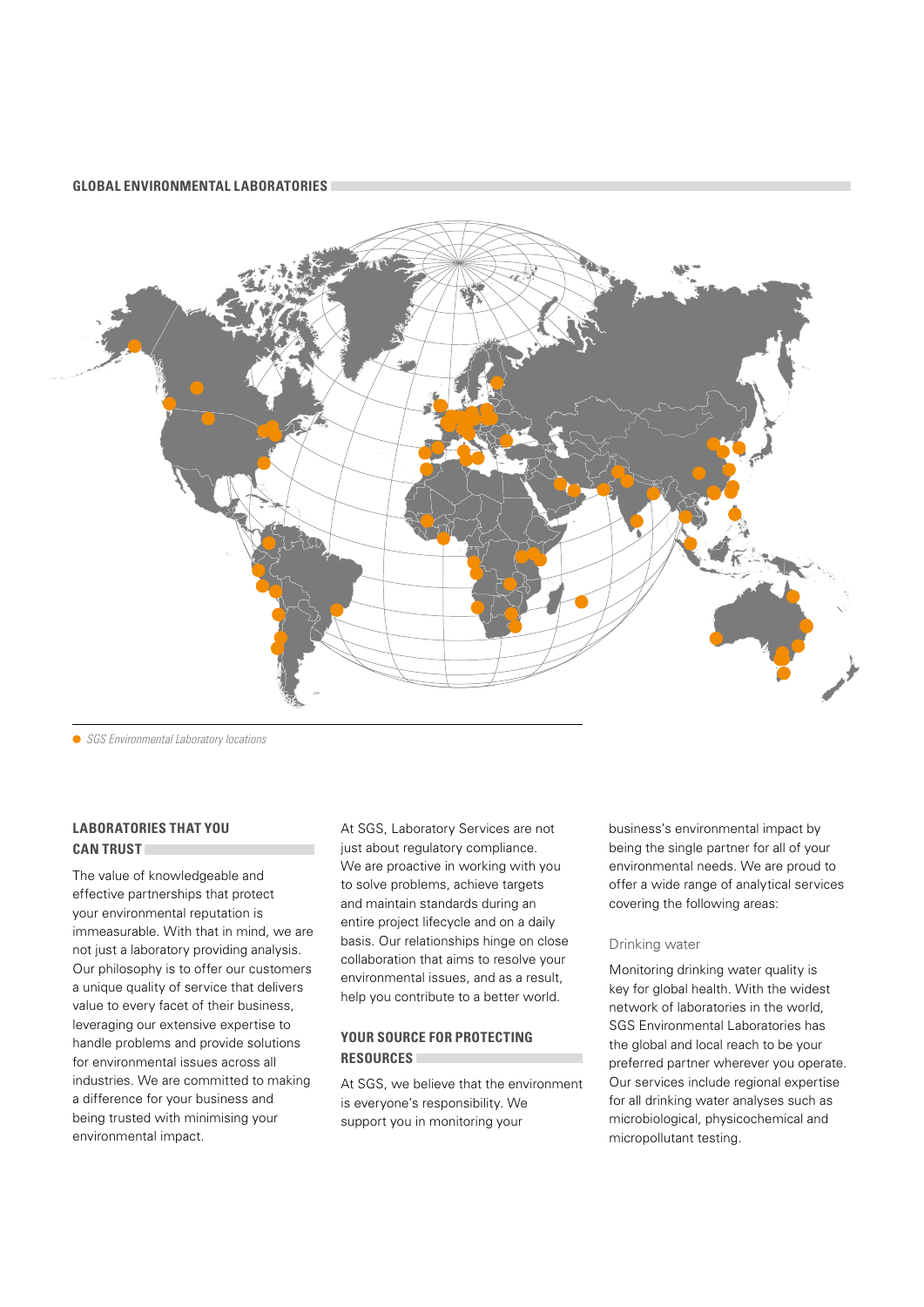## GLOBAL ENVIRONMENTAL LABORATORIES

*SGS Environmental Laboratory locations*

## LABORATORIES THAT YOU CAN TRUST

The value of knowledgeable and effective partnerships that protect your environmental reputation is immeasurable. With that in mind, we are not just a laboratory providing analysis. Our philosophy is to offer our customers a unique quality of service that delivers value to every facet of their business, leveraging our extensive expertise to handle problems and provide solutions for environmental issues across all industries. We are committed to making a difference for your business and being trusted with minimising your environmental impact.

At SGS, Laboratory Services are not just about regulatory compliance. We are proactive in working with you to solve problems, achieve targets and maintain standards during an entire project lifecycle and on a daily basis. Our relationships hinge on close collaboration that aims to resolve your environmental issues, and as a result, help you contribute to a better world.

## YOUR SOURCE FOR PROTECTING RESOURCES

At SGS, we believe that the environment is everyone's responsibility. We support you in monitoring your business's environmental impact by being the single partner for all of your environmental needs. We are proud to offer a wide range of analytical services covering the following areas:

### Drinking water

Monitoring drinking water quality is key for global health. With the widest network of laboratories in the world, SGS Environmental Laboratories has the global and local reach to be your preferred partner wherever you operate. Our services include regional expertise for all drinking water analyses such as microbiological, physicochemical and micropollutant testing.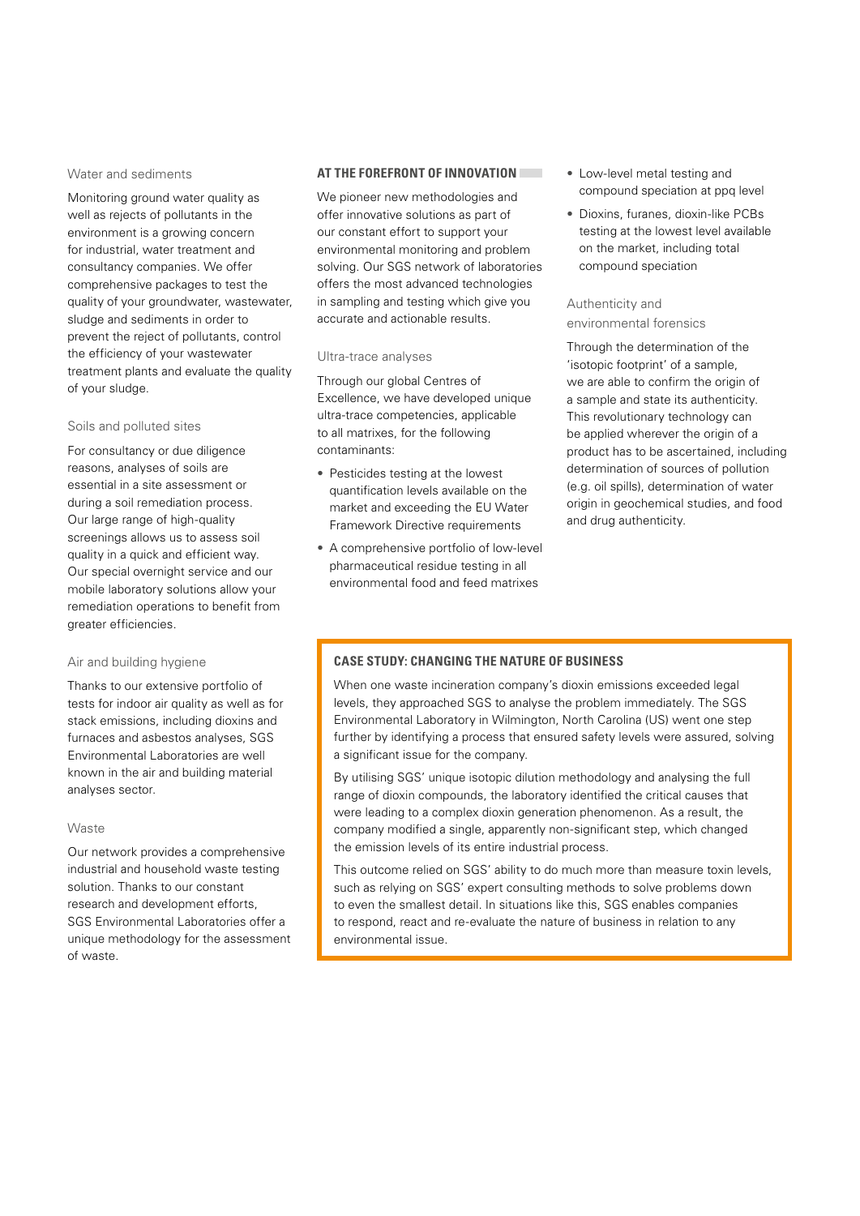### Water and sediments

Monitoring ground water quality as well as rejects of pollutants in the environment is a growing concern for industrial, water treatment and consultancy companies. We offer comprehensive packages to test the quality of your groundwater, wastewater, sludge and sediments in order to prevent the reject of pollutants, control the efficiency of your wastewater treatment plants and evaluate the quality of your sludge.

### Soils and polluted sites

For consultancy or due diligence reasons, analyses of soils are essential in a site assessment or during a soil remediation process. Our large range of high-quality screenings allows us to assess soil quality in a quick and efficient way. Our special overnight service and our mobile laboratory solutions allow your remediation operations to benefit from greater efficiencies.

### Air and building hygiene

Thanks to our extensive portfolio of tests for indoor air quality as well as for stack emissions, including dioxins and furnaces and asbestos analyses, SGS Environmental Laboratories are well known in the air and building material analyses sector.

### Waste

Our network provides a comprehensive industrial and household waste testing solution. Thanks to our constant research and development efforts, SGS Environmental Laboratories offer a unique methodology for the assessment of waste.

## AT THE FOREFRONT OF INNOVATION

We pioneer new methodologies and offer innovative solutions as part of our constant effort to support your environmental monitoring and problem solving. Our SGS network of laboratories offers the most advanced technologies in sampling and testing which give you accurate and actionable results.

### Ultra-trace analyses

Through our global Centres of Excellence, we have developed unique ultra-trace competencies, applicable to all matrixes, for the following contaminants:

- Pesticides testing at the lowest quantification levels available on the market and exceeding the EU Water Framework Directive requirements
- A comprehensive portfolio of low-level pharmaceutical residue testing in all environmental food and feed matrixes
- Low-level metal testing and compound speciation at ppq level
- Dioxins, furanes, dioxin-like PCBs testing at the lowest level available on the market, including total compound speciation

### Authenticity and environmental forensics

Through the determination of the 'isotopic footprint' of a sample, we are able to confirm the origin of a sample and state its authenticity. This revolutionary technology can be applied wherever the origin of a product has to be ascertained, including determination of sources of pollution (e.g. oil spills), determination of water origin in geochemical studies, and food and drug authenticity.

## CASE STUDY: CHANGING THE NATURE OF BUSINESS

When one waste incineration company's dioxin emissions exceeded legal levels, they approached SGS to analyse the problem immediately. The SGS Environmental Laboratory in Wilmington, North Carolina (US) went one step further by identifying a process that ensured safety levels were assured, solving a significant issue for the company.

By utilising SGS' unique isotopic dilution methodology and analysing the full range of dioxin compounds, the laboratory identified the critical causes that were leading to a complex dioxin generation phenomenon. As a result, the company modified a single, apparently non-significant step, which changed the emission levels of its entire industrial process.

This outcome relied on SGS' ability to do much more than measure toxin levels, such as relying on SGS' expert consulting methods to solve problems down to even the smallest detail. In situations like this, SGS enables companies to respond, react and re-evaluate the nature of business in relation to any environmental issue.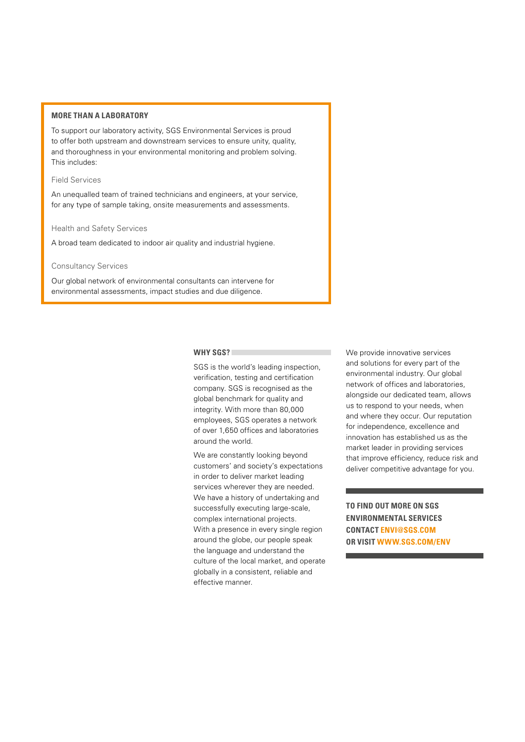## MORE THAN A LABORATORY

To support our laboratory activity, SGS Environmental Services is proud to offer both upstream and downstream services to ensure unity, quality, and thoroughness in your environmental monitoring and problem solving. This includes:

### Field Services

An unequalled team of trained technicians and engineers, at your service, for any type of sample taking, onsite measurements and assessments.

### Health and Safety Services

A broad team dedicated to indoor air quality and industrial hygiene.

### Consultancy Services

Our global network of environmental consultants can intervene for environmental assessments, impact studies and due diligence.

## WHY SGS?

SGS is the world's leading inspection, verification, testing and certification company. SGS is recognised as the global benchmark for quality and integrity. With more than 80,000 employees, SGS operates a network of over 1,650 offices and laboratories around the world.

We are constantly looking beyond customers' and society's expectations in order to deliver market leading services wherever they are needed. We have a history of undertaking and successfully executing large-scale, complex international projects. With a presence in every single region around the globe, our people speak the language and understand the culture of the local market, and operate globally in a consistent, reliable and effective manner.

We provide innovative services and solutions for every part of the environmental industry. Our global network of offices and laboratories, alongside our dedicated team, allows us to respond to your needs, when and where they occur. Our reputation for independence, excellence and innovation has established us as the market leader in providing services that improve efficiency, reduce risk and deliver competitive advantage for you.

**TO FIND OUT MORE ON SGS ENVIRONMENTAL SERVICES CONTACT ENVI@SGS.COM OR VISIT WWW.SGS.COM/ENV**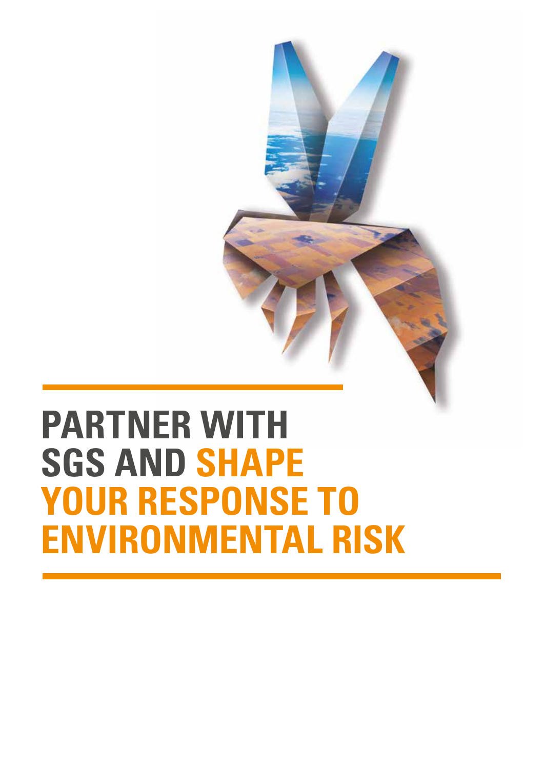# PARTNER WITH SGS AND SHAPE YOUR RESPONSE TO ENVIRONMENTAL RISK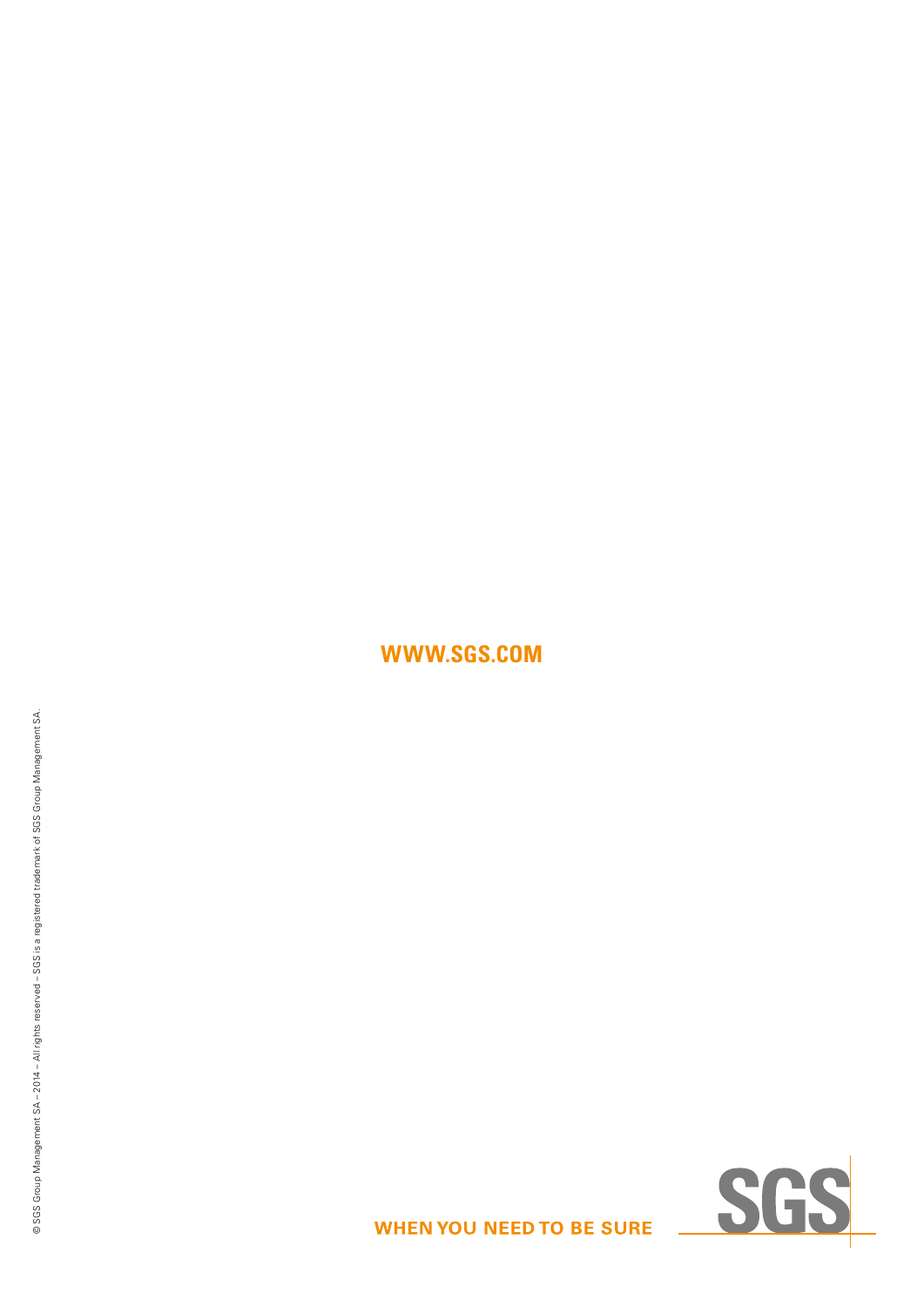WWW.SGS.COM

© SGS Group Management SA – 2014 – All rights reserved – SGS is a registered trademark of SGS Group Management SA.

WHEN YOU NEED TO BE SURE

SGS